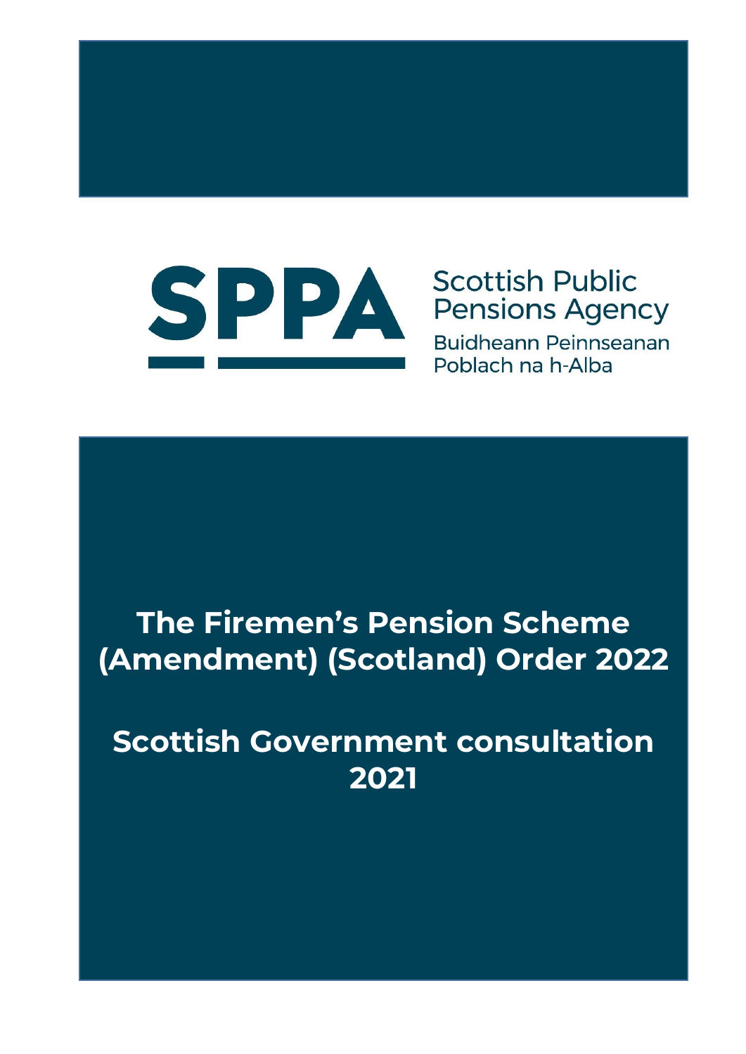Scottish Public Pensions Agency

Buidheann Peinnseanan Poblach na h-Alba

# The Firemen's Pension Scheme (Amendment) (Scotland) Order 2022

# Scottish Government consultation 2021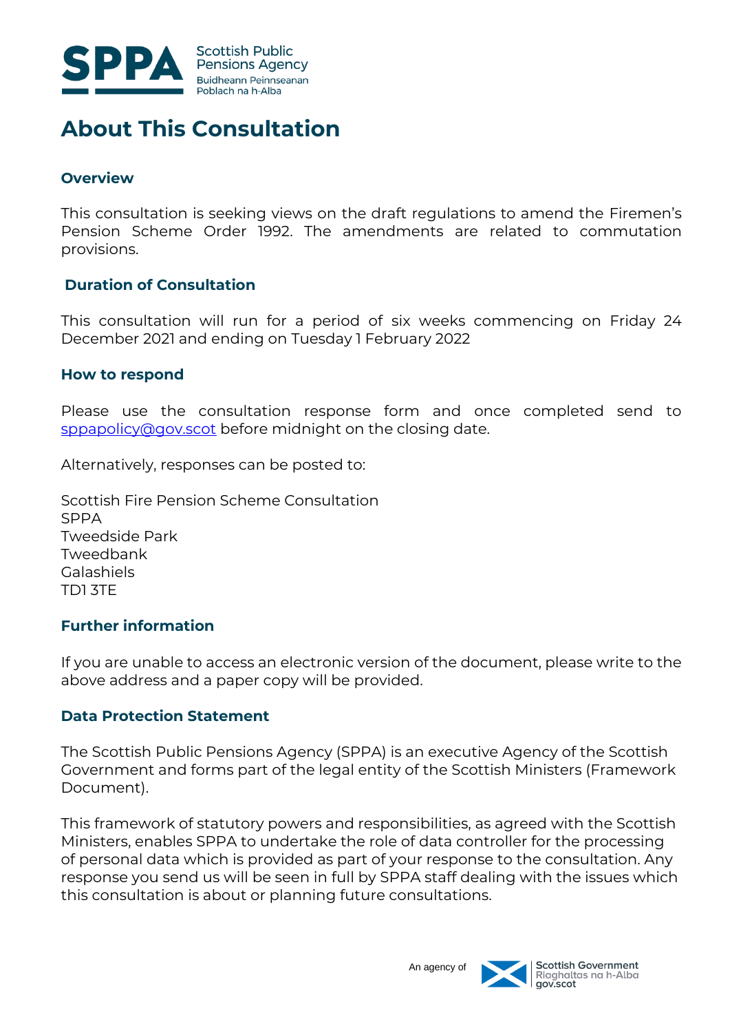# About This Consultation

## Overview

This consultation is seeking views on the draft regulations to amend the Firemen's Pension Scheme Order 1992. The amendments are related to commutation provisions.

## Duration of Consultation

This consultation will run for a period of six weeks commencing on Friday 24 December 2021 and ending on Tuesday 1 February 2022

## How to respond

Please use the consultation response form and once completed send to sppapolicy@gov.scot before midnight on the closing date.

Alternatively, responses can be posted to:

Scottish Fire Pension Scheme Consultation
SPPA
Tweedside Park
Tweedbank
Galashiels
TD1 3TE

## Further information

If you are unable to access an electronic version of the document, please write to the above address and a paper copy will be provided.

## Data Protection Statement

The Scottish Public Pensions Agency (SPPA) is an executive Agency of the Scottish Government and forms part of the legal entity of the Scottish Ministers (Framework Document).

This framework of statutory powers and responsibilities, as agreed with the Scottish Ministers, enables SPPA to undertake the role of data controller for the processing of personal data which is provided as part of your response to the consultation. Any response you send us will be seen in full by SPPA staff dealing with the issues which this consultation is about or planning future consultations.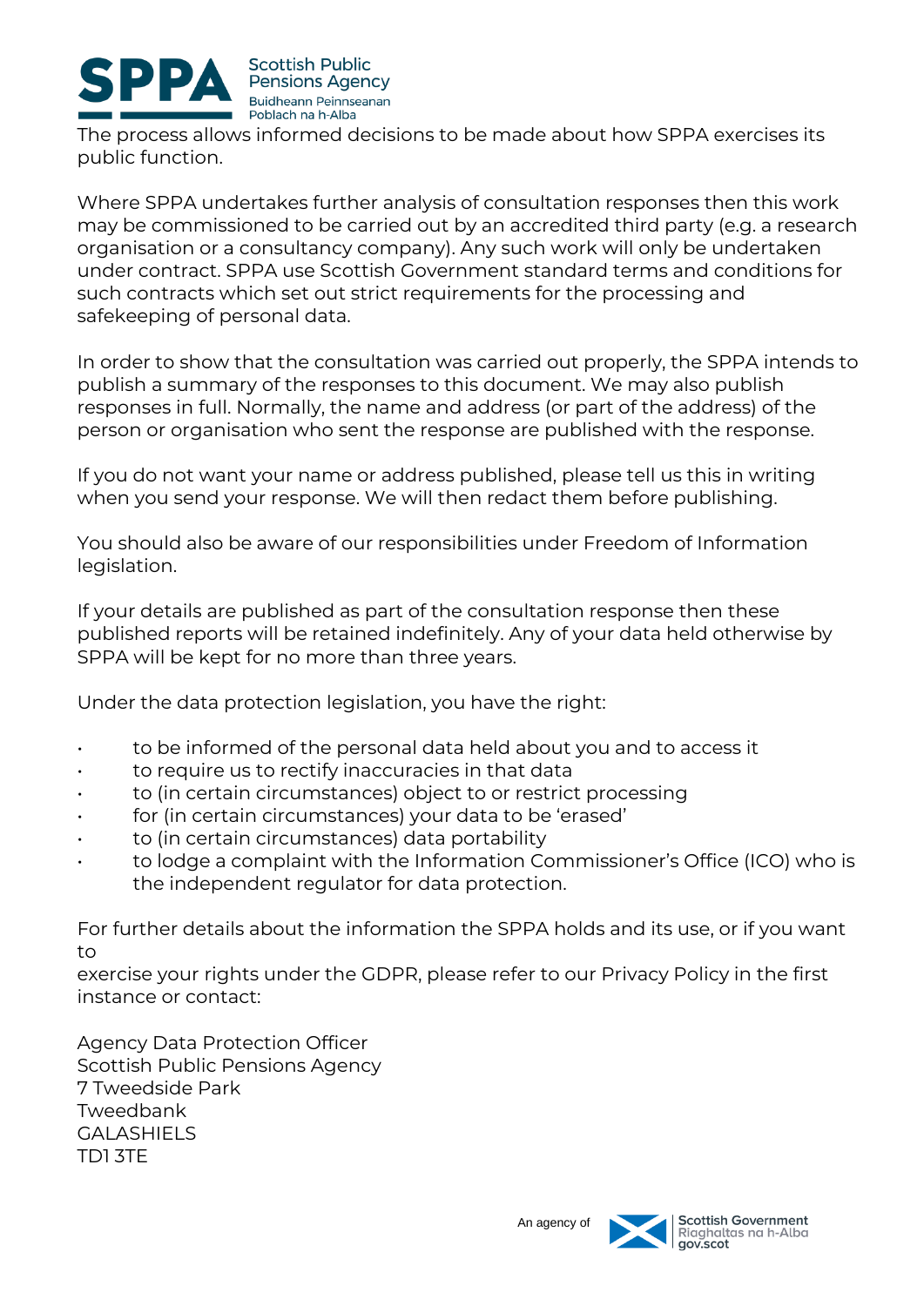The process allows informed decisions to be made about how SPPA exercises its public function.

Where SPPA undertakes further analysis of consultation responses then this work may be commissioned to be carried out by an accredited third party (e.g. a research organisation or a consultancy company). Any such work will only be undertaken under contract. SPPA use Scottish Government standard terms and conditions for such contracts which set out strict requirements for the processing and safekeeping of personal data.

In order to show that the consultation was carried out properly, the SPPA intends to publish a summary of the responses to this document. We may also publish responses in full. Normally, the name and address (or part of the address) of the person or organisation who sent the response are published with the response.

If you do not want your name or address published, please tell us this in writing when you send your response. We will then redact them before publishing.

You should also be aware of our responsibilities under Freedom of Information legislation.

If your details are published as part of the consultation response then these published reports will be retained indefinitely. Any of your data held otherwise by SPPA will be kept for no more than three years.

Under the data protection legislation, you have the right:

- to be informed of the personal data held about you and to access it
- to require us to rectify inaccuracies in that data
- to (in certain circumstances) object to or restrict processing
- for (in certain circumstances) your data to be 'erased'
- to (in certain circumstances) data portability
- to lodge a complaint with the Information Commissioner's Office (ICO) who is the independent regulator for data protection.

For further details about the information the SPPA holds and its use, or if you want to
exercise your rights under the GDPR, please refer to our Privacy Policy in the first instance or contact:

Agency Data Protection Officer
Scottish Public Pensions Agency
7 Tweedside Park
Tweedbank
GALASHIELS
TD1 3TE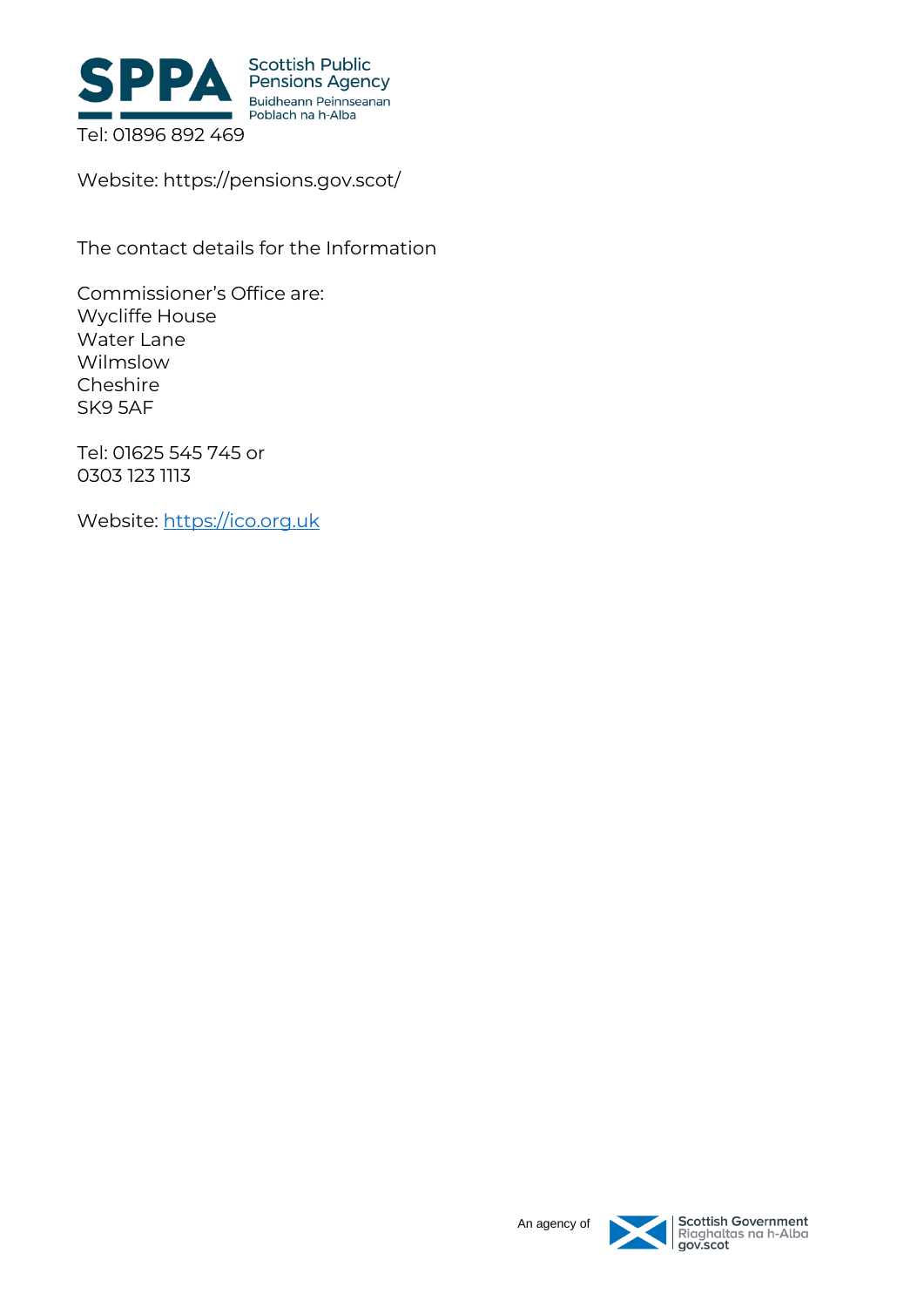Tel: 01896 892 469

Website: https://pensions.gov.scot/

The contact details for the Information

Commissioner's Office are:  
Wycliffe House  
Water Lane  
Wilmslow  
Cheshire  
SK9 5AF

Tel: 01625 545 745 or  
0303 123 1113

Website: https://ico.org.uk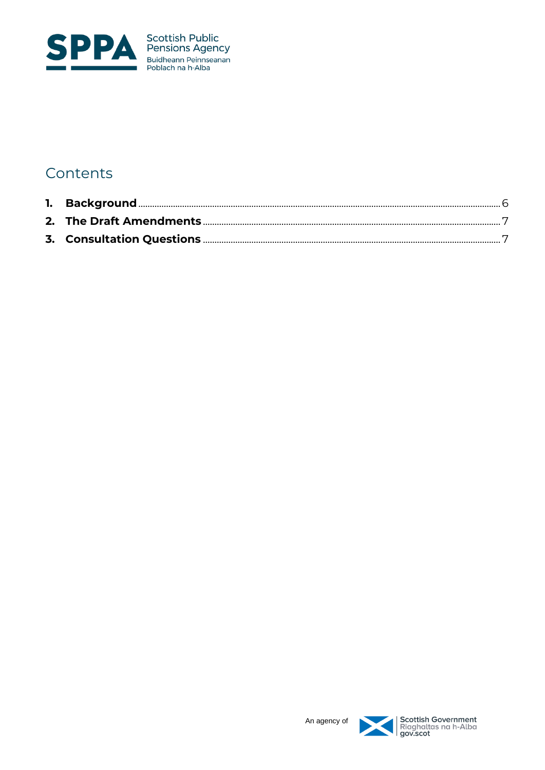## Contents

1. **Background** ........ 6
2. **The Draft Amendments** ........ 7
3. **Consultation Questions** ........ 7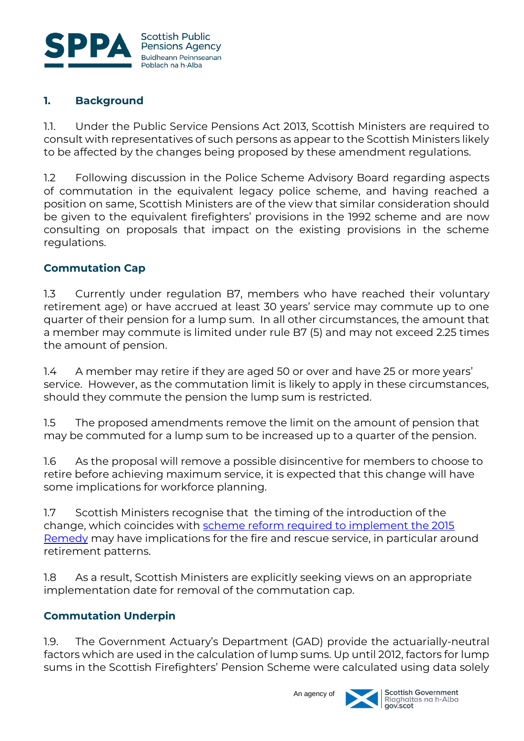## 1. Background

1.1. Under the Public Service Pensions Act 2013, Scottish Ministers are required to consult with representatives of such persons as appear to the Scottish Ministers likely to be affected by the changes being proposed by these amendment regulations.

1.2 Following discussion in the Police Scheme Advisory Board regarding aspects of commutation in the equivalent legacy police scheme, and having reached a position on same, Scottish Ministers are of the view that similar consideration should be given to the equivalent firefighters' provisions in the 1992 scheme and are now consulting on proposals that impact on the existing provisions in the scheme regulations.

### Commutation Cap

1.3 Currently under regulation B7, members who have reached their voluntary retirement age) or have accrued at least 30 years' service may commute up to one quarter of their pension for a lump sum. In all other circumstances, the amount that a member may commute is limited under rule B7 (5) and may not exceed 2.25 times the amount of pension.

1.4 A member may retire if they are aged 50 or over and have 25 or more years' service. However, as the commutation limit is likely to apply in these circumstances, should they commute the pension the lump sum is restricted.

1.5 The proposed amendments remove the limit on the amount of pension that may be commuted for a lump sum to be increased up to a quarter of the pension.

1.6 As the proposal will remove a possible disincentive for members to choose to retire before achieving maximum service, it is expected that this change will have some implications for workforce planning.

1.7 Scottish Ministers recognise that the timing of the introduction of the change, which coincides with [scheme reform required to implement the 2015 Remedy](#) may have implications for the fire and rescue service, in particular around retirement patterns.

1.8 As a result, Scottish Ministers are explicitly seeking views on an appropriate implementation date for removal of the commutation cap.

### Commutation Underpin

1.9. The Government Actuary's Department (GAD) provide the actuarially-neutral factors which are used in the calculation of lump sums. Up until 2012, factors for lump sums in the Scottish Firefighters' Pension Scheme were calculated using data solely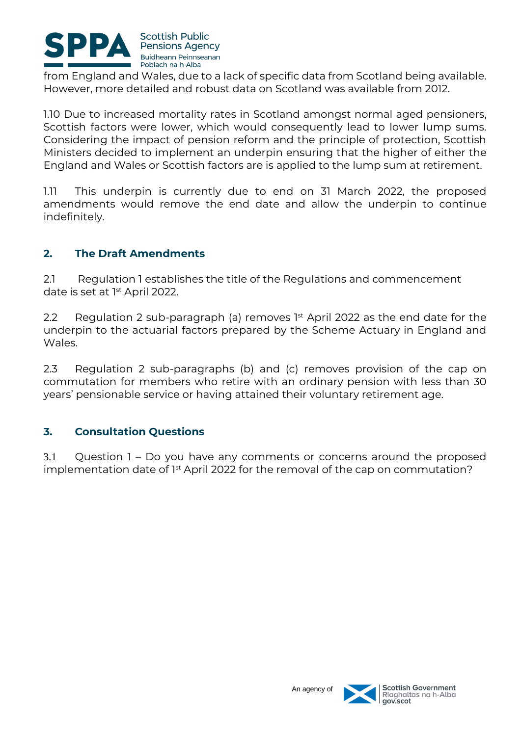from England and Wales, due to a lack of specific data from Scotland being available. However, more detailed and robust data on Scotland was available from 2012.

1.10 Due to increased mortality rates in Scotland amongst normal aged pensioners, Scottish factors were lower, which would consequently lead to lower lump sums. Considering the impact of pension reform and the principle of protection, Scottish Ministers decided to implement an underpin ensuring that the higher of either the England and Wales or Scottish factors are is applied to the lump sum at retirement.

1.11 This underpin is currently due to end on 31 March 2022, the proposed amendments would remove the end date and allow the underpin to continue indefinitely.

## 2. The Draft Amendments

2.1 Regulation 1 establishes the title of the Regulations and commencement date is set at 1st April 2022.

2.2 Regulation 2 sub-paragraph (a) removes 1st April 2022 as the end date for the underpin to the actuarial factors prepared by the Scheme Actuary in England and Wales.

2.3 Regulation 2 sub-paragraphs (b) and (c) removes provision of the cap on commutation for members who retire with an ordinary pension with less than 30 years' pensionable service or having attained their voluntary retirement age.

## 3. Consultation Questions

3.1 Question 1 – Do you have any comments or concerns around the proposed implementation date of 1st April 2022 for the removal of the cap on commutation?